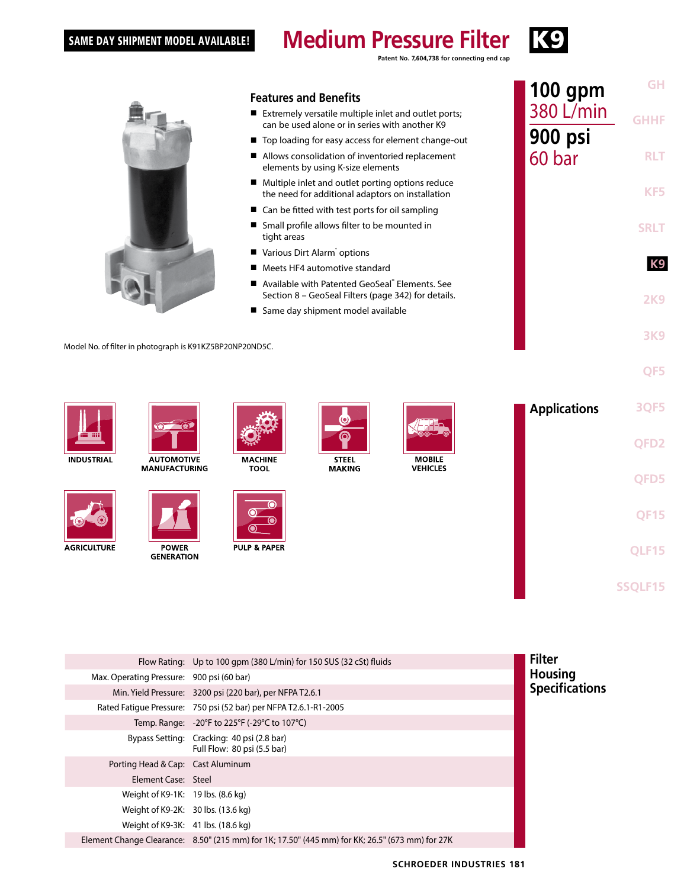SAME DAY SHIPMENT MODEL AVAILABLE!

# Medium Pressure Filter K9

Patent No. 7,604,738 for connecting end cap

**100 gpm**
380 L/min
**900 psi**
60 bar

## Features and Benefits

- Extremely versatile multiple inlet and outlet ports; can be used alone or in series with another K9
- Top loading for easy access for element change-out
- Allows consolidation of inventoried replacement elements by using K-size elements
- Multiple inlet and outlet porting options reduce the need for additional adaptors on installation
- Can be fitted with test ports for oil sampling
- Small profile allows filter to be mounted in tight areas
- Various Dirt Alarm® options
- Meets HF4 automotive standard
- Available with Patented GeoSeal® Elements. See Section 8 – GeoSeal Filters (page 342) for details.
- Same day shipment model available

Model No. of filter in photograph is K91KZ5BP20NP20ND5C.

## Applications

INDUSTRIAL, AUTOMOTIVE MANUFACTURING, MACHINE TOOL, STEEL MAKING, MOBILE VEHICLES, AGRICULTURE, POWER GENERATION, PULP & PAPER

## Filter Housing Specifications

| | |
|---|---|
| Flow Rating: | Up to 100 gpm (380 L/min) for 150 SUS (32 cSt) fluids |
| Max. Operating Pressure: | 900 psi (60 bar) |
| Min. Yield Pressure: | 3200 psi (220 bar), per NFPA T2.6.1 |
| Rated Fatigue Pressure: | 750 psi (52 bar) per NFPA T2.6.1-R1-2005 |
| Temp. Range: | -20°F to 225°F (-29°C to 107°C) |
| Bypass Setting: | Cracking: 40 psi (2.8 bar)<br>Full Flow: 80 psi (5.5 bar) |
| Porting Head & Cap: | Cast Aluminum |
| Element Case: | Steel |
| Weight of K9-1K: | 19 lbs. (8.6 kg) |
| Weight of K9-2K: | 30 lbs. (13.6 kg) |
| Weight of K9-3K: | 41 lbs. (18.6 kg) |
| Element Change Clearance: | 8.50" (215 mm) for 1K; 17.50" (445 mm) for KK; 26.5" (673 mm) for 27K |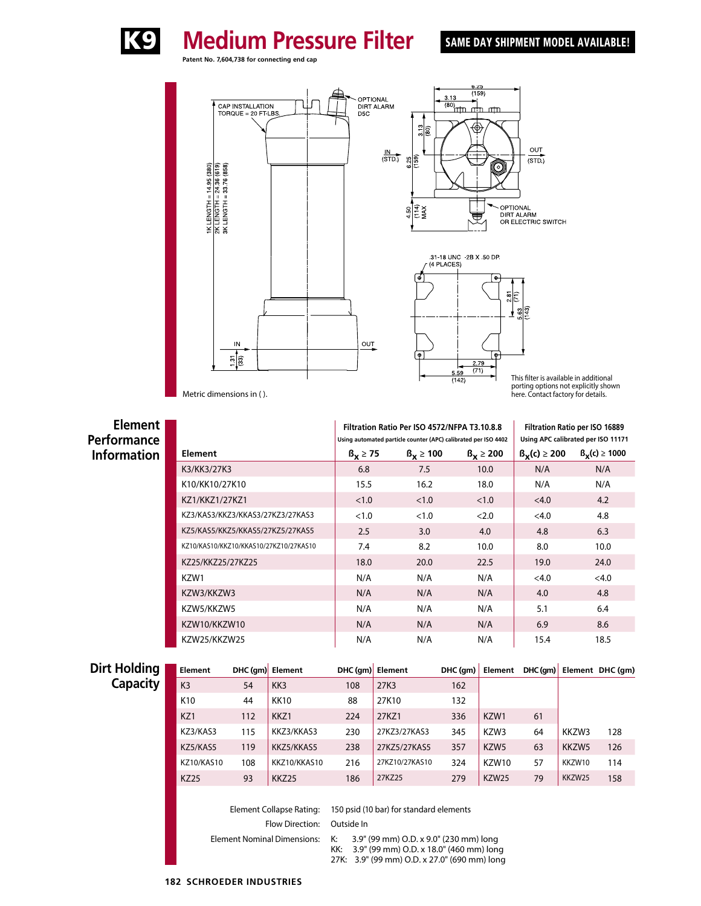# K9 Medium Pressure Filter

**SAME DAY SHIPMENT MODEL AVAILABLE!**

Patent No. 7,604,738 for connecting end cap

CAP INSTALLATION TORQUE = 20 FT-LBS.

OPTIONAL DIRT ALARM D5C

1K LENGTH = 14.95 (380)
2K LENGTH = 24.36 (619)
3K LENGTH = 33.76 (858)

IN 1.31 (33) OUT

IN (STD.) OUT (STD.)

6.25 (159) 3.13 (80) 4.50 (114) MAX

OPTIONAL DIRT ALARM OR ELECTRIC SWITCH

.31-18 UNC -2B X .50 DP. (4 PLACES)

2.81 (71) 5.63 (143) 2.79 (71) 5.59 (142)

Metric dimensions in ( ).

This filter is available in additional porting options not explicitly shown here. Contact factory for details.

## Element Performance Information

| Element | Filtration Ratio Per ISO 4572/NFPA T3.10.8.8 Using automated particle counter (APC) calibrated per ISO 4402 | | | Filtration Ratio per ISO 16889 Using APC calibrated per ISO 11171 | |
|---|---|---|---|---|---|
| | $\beta_x \geq 75$ | $\beta_x \geq 100$ | $\beta_x \geq 200$ | $\beta_x(c) \geq 200$ | $\beta_x(c) \geq 1000$ |
| K3/KK3/27K3 | 6.8 | 7.5 | 10.0 | N/A | N/A |
| K10/KK10/27K10 | 15.5 | 16.2 | 18.0 | N/A | N/A |
| KZ1/KKZ1/27KZ1 | <1.0 | <1.0 | <1.0 | <4.0 | 4.2 |
| KZ3/KAS3/KKZ3/KKAS3/27KZ3/27KAS3 | <1.0 | <1.0 | <2.0 | <4.0 | 4.8 |
| KZ5/KAS5/KKZ5/KKAS5/27KZ5/27KAS5 | 2.5 | 3.0 | 4.0 | 4.8 | 6.3 |
| KZ10/KAS10/KKZ10/KKAS10/27KZ10/27KAS10 | 7.4 | 8.2 | 10.0 | 8.0 | 10.0 |
| KZ25/KKZ25/27KZ25 | 18.0 | 20.0 | 22.5 | 19.0 | 24.0 |
| KZW1 | N/A | N/A | N/A | <4.0 | <4.0 |
| KZW3/KKZW3 | N/A | N/A | N/A | 4.0 | 4.8 |
| KZW5/KKZW5 | N/A | N/A | N/A | 5.1 | 6.4 |
| KZW10/KKZW10 | N/A | N/A | N/A | 6.9 | 8.6 |
| KZW25/KKZW25 | N/A | N/A | N/A | 15.4 | 18.5 |

## Dirt Holding Capacity

| Element | DHC (gm) | Element | DHC (gm) | Element | DHC (gm) | Element | DHC (gm) | Element | DHC (gm) |
|---|---|---|---|---|---|---|---|---|---|
| K3 | 54 | KK3 | 108 | 27K3 | 162 | | | | |
| K10 | 44 | KK10 | 88 | 27K10 | 132 | | | | |
| KZ1 | 112 | KKZ1 | 224 | 27KZ1 | 336 | KZW1 | 61 | | |
| KZ3/KAS3 | 115 | KKZ3/KKAS3 | 230 | 27KZ3/27KAS3 | 345 | KZW3 | 64 | KKZW3 | 128 |
| KZ5/KAS5 | 119 | KKZ5/KKAS5 | 238 | 27KZ5/27KAS5 | 357 | KZW5 | 63 | KKZW5 | 126 |
| KZ10/KAS10 | 108 | KKZ10/KKAS10 | 216 | 27KZ10/27KAS10 | 324 | KZW10 | 57 | KKZW10 | 114 |
| KZ25 | 93 | KKZ25 | 186 | 27KZ25 | 279 | KZW25 | 79 | KKZW25 | 158 |

Element Collapse Rating: 150 psid (10 bar) for standard elements

Flow Direction: Outside In

Element Nominal Dimensions:
- K: 3.9" (99 mm) O.D. x 9.0" (230 mm) long
- KK: 3.9" (99 mm) O.D. x 18.0" (460 mm) long
- 27K: 3.9" (99 mm) O.D. x 27.0" (690 mm) long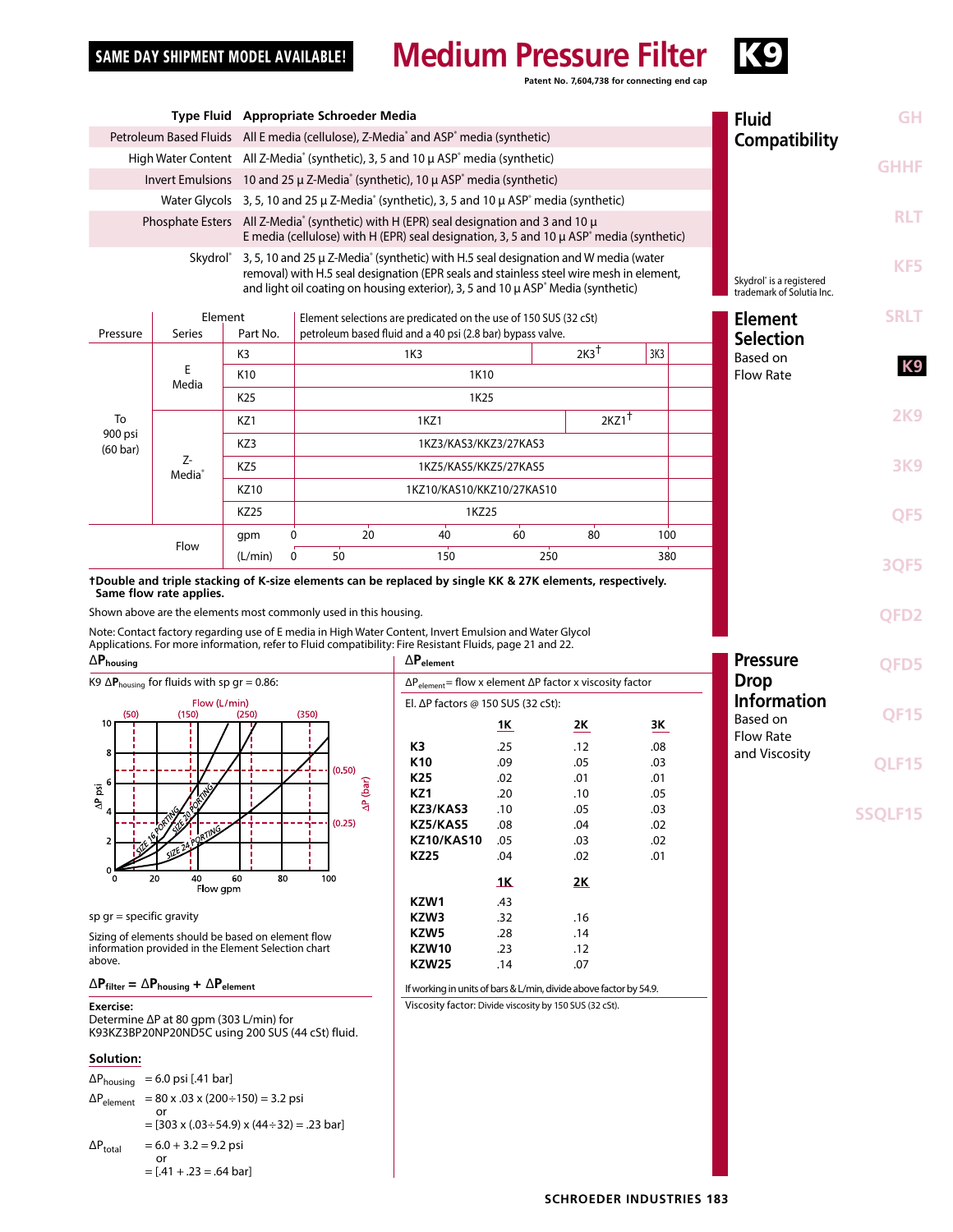# Medium Pressure Filter K9

SAME DAY SHIPMENT MODEL AVAILABLE!

Patent No. 7,604,738 for connecting end cap

## Fluid Compatibility

| Type Fluid | Appropriate Schroeder Media |
|---|---|
| Petroleum Based Fluids | All E media (cellulose), Z-Media® and ASP® media (synthetic) |
| High Water Content | All Z-Media® (synthetic), 3, 5 and 10 µ ASP® media (synthetic) |
| Invert Emulsions | 10 and 25 µ Z-Media® (synthetic), 10 µ ASP® media (synthetic) |
| Water Glycols | 3, 5, 10 and 25 µ Z-Media® (synthetic), 3, 5 and 10 µ ASP® media (synthetic) |
| Phosphate Esters | All Z-Media® (synthetic) with H (EPR) seal designation and 3 and 10 µ E media (cellulose) with H (EPR) seal designation, 3, 5 and 10 µ ASP® media (synthetic) |
| Skydrol® | 3, 5, 10 and 25 µ Z-Media® (synthetic) with H.5 seal designation and W media (water removal) with H.5 seal designation (EPR seals and stainless steel wire mesh in element, and light oil coating on housing exterior), 3, 5 and 10 µ ASP® Media (synthetic) |

Skydrol® is a registered trademark of Solutia Inc.

## Element Selection Based on Flow Rate

Element selections are predicated on the use of 150 SUS (32 cSt) petroleum based fluid and a 40 psi (2.8 bar) bypass valve.

| Pressure | Element Series | Part No. | Element selection by flow |
|---|---|---|---|
| To 900 psi (60 bar) | E Media | K3 | 1K3 (0–~63 gpm); 2K3† (~63–~94 gpm); 3K3 (~94–~100 gpm) |
| | | K10 | 1K10 |
| | | K25 | 1K25 |
| | Z-Media® | KZ1 | 1KZ1 (0–~72 gpm); 2KZ1† (~72–100 gpm) |
| | | KZ3 | 1KZ3/KAS3/KKZ3/27KAS3 |
| | | KZ5 | 1KZ5/KAS5/KKZ5/27KAS5 |
| | | KZ10 | 1KZ10/KAS10/KKZ10/27KAS10 |
| | | KZ25 | 1KZ25 |
| Flow | | gpm | 0, 20, 40, 60, 80, 100 |
| | | (L/min) | 0, 50, 150, 250, 380 |

**†Double and triple stacking of K-size elements can be replaced by single KK & 27K elements, respectively. Same flow rate applies.**

Shown above are the elements most commonly used in this housing.

Note: Contact factory regarding use of E media in High Water Content, Invert Emulsion and Water Glycol Applications. For more information, refer to Fluid compatibility: Fire Resistant Fluids, page 21 and 22.

## Pressure Drop Information Based on Flow Rate and Viscosity

### $\Delta P_{housing}$

K9 $\Delta P_{housing}$ for fluids with sp gr = 0.86:

(Graph: ΔP psi (0–10) / ΔP (bar) vs. Flow gpm (0–100) / Flow (L/min) (50, 150, 250, 350); curves for SIZE 16 PORTING, SIZE 20 PORTING, SIZE 24 PORTING; reference lines at (0.50) and (0.25) bar.)

sp gr = specific gravity

Sizing of elements should be based on element flow information provided in the Element Selection chart above.

$\Delta P_{filter} = \Delta P_{housing} + \Delta P_{element}$

**Exercise:**
Determine ΔP at 80 gpm (303 L/min) for K93KZ3BP20NP20ND5C using 200 SUS (44 cSt) fluid.

**Solution:**

$\Delta P_{housing}$ = 6.0 psi [.41 bar]

$\Delta P_{element}$ = 80 x .03 x (200÷150) = 3.2 psi
or
= [303 x (.03÷54.9) x (44÷32) = .23 bar]

$\Delta P_{total}$ = 6.0 + 3.2 = 9.2 psi
or
= [.41 + .23 = .64 bar]

### $\Delta P_{element}$

$\Delta P_{element}$ = flow x element ΔP factor x viscosity factor

El. ΔP factors @ 150 SUS (32 cSt):

| | 1K | 2K | 3K |
|---|---|---|---|
| **K3** | .25 | .12 | .08 |
| **K10** | .09 | .05 | .03 |
| **K25** | .02 | .01 | .01 |
| **KZ1** | .20 | .10 | .05 |
| **KZ3/KAS3** | .10 | .05 | .03 |
| **KZ5/KAS5** | .08 | .04 | .02 |
| **KZ10/KAS10** | .05 | .03 | .02 |
| **KZ25** | .04 | .02 | .01 |

| | 1K | 2K |
|---|---|---|
| **KZW1** | .43 | |
| **KZW3** | .32 | .16 |
| **KZW5** | .28 | .14 |
| **KZW10** | .23 | .12 |
| **KZW25** | .14 | .07 |

If working in units of bars & L/min, divide above factor by 54.9.

Viscosity factor: Divide viscosity by 150 SUS (32 cSt).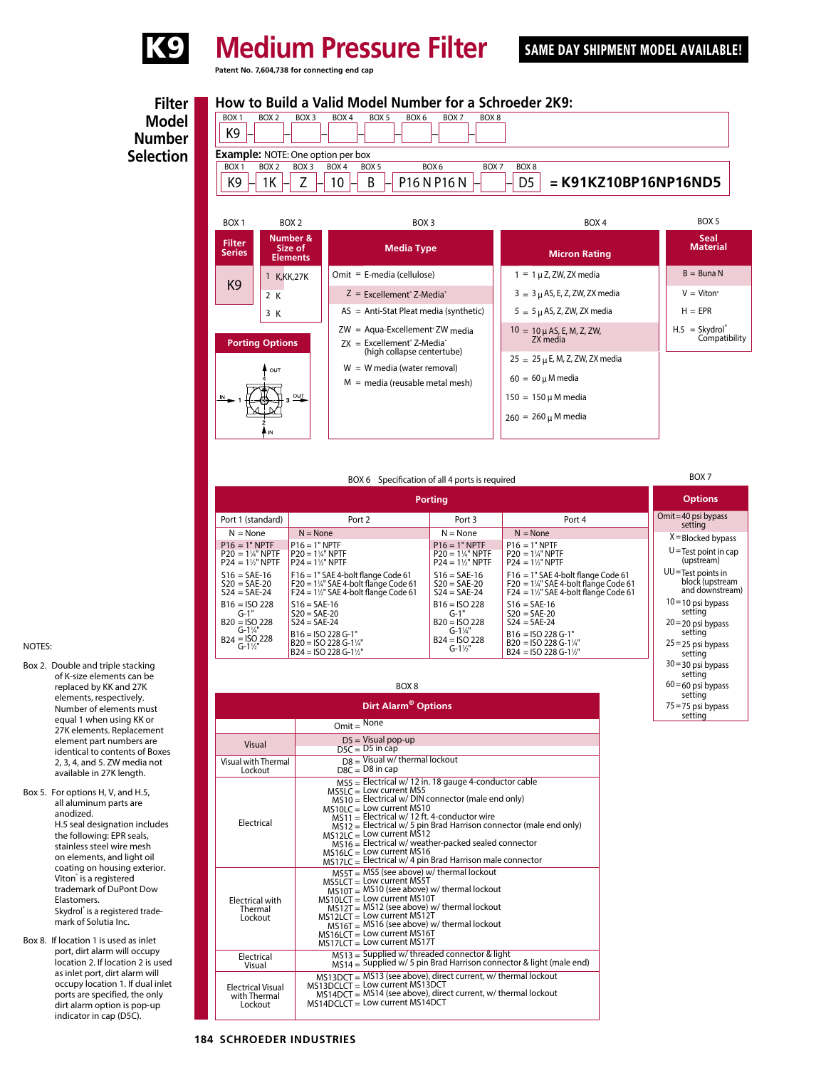# K9 Medium Pressure Filter

**SAME DAY SHIPMENT MODEL AVAILABLE!**

Patent No. 7,604,738 for connecting end cap

## Filter Model Number Selection

### How to Build a Valid Model Number for a Schroeder 2K9:

| BOX 1 | BOX 2 | BOX 3 | BOX 4 | BOX 5 | BOX 6 | BOX 7 | BOX 8 |
|---|---|---|---|---|---|---|---|
| K9 | | | | | | | |

**Example:** NOTE: One option per box

| BOX 1 | BOX 2 | BOX 3 | BOX 4 | BOX 5 | BOX 6 | BOX 7 | BOX 8 |
|---|---|---|---|---|---|---|---|
| K9 | 1K | Z | 10 | B | P16 N P16 N | | D5 |

**= K91KZ10BP16NP16ND5**

**BOX 1 – Filter Series**

K9

**BOX 2 – Number & Size of Elements**

- 1 K,KK,27K
- 2 K
- 3 K

**BOX 3 – Media Type**

- Omit = E-media (cellulose)
- Z = Excellement® Z-Media®
- AS = Anti-Stat Pleat media (synthetic)
- ZW = Aqua-Excellement® ZW media
- ZX = Excellement® Z-Media® (high collapse centertube)
- W = W media (water removal)
- M = media (reusable metal mesh)

**BOX 4 – Micron Rating**

- 1 = 1 μ Z, ZW, ZX media
- 3 = 3 μ AS, E, Z, ZW, ZX media
- 5 = 5 μ AS, Z, ZW, ZX media
- 10 = 10 μ AS, E, M, Z, ZW, ZX media
- 25 = 25 μ E, M, Z, ZW, ZX media
- 60 = 60 μ M media
- 150 = 150 μ M media
- 260 = 260 μ M media

**BOX 5 – Seal Material**

- B = Buna N
- V = Viton®
- H = EPR
- H.5 = Skydrol® Compatibility

**Porting Options**

OUT 4, IN 1, OUT 3, IN 2

**BOX 6** Specification of all 4 ports is required

| Port 1 (standard) | Port 2 | Port 3 | Port 4 |
|---|---|---|---|
| N = None | N = None | N = None | N = None |
| P16 = 1" NPTF<br>P20 = 1¼" NPTF<br>P24 = 1½" NPTF | P16 = 1" NPTF<br>P20 = 1¼" NPTF<br>P24 = 1½" NPTF | P16 = 1" NPTF<br>P20 = 1¼" NPTF<br>P24 = 1½" NPTF | P16 = 1" NPTF<br>P20 = 1¼" NPTF<br>P24 = 1½" NPTF |
| S16 = SAE-16<br>S20 = SAE-20<br>S24 = SAE-24 | F16 = 1" SAE 4-bolt flange Code 61<br>F20 = 1¼" SAE 4-bolt flange Code 61<br>F24 = 1½" SAE 4-bolt flange Code 61 | S16 = SAE-16<br>S20 = SAE-20<br>S24 = SAE-24 | F16 = 1" SAE 4-bolt flange Code 61<br>F20 = 1¼" SAE 4-bolt flange Code 61<br>F24 = 1½" SAE 4-bolt flange Code 61 |
| B16 = ISO 228 G-1"<br>B20 = ISO 228 G-1¼"<br>B24 = ISO 228 G-1½" | S16 = SAE-16<br>S20 = SAE-20<br>S24 = SAE-24<br>B16 = ISO 228 G-1"<br>B20 = ISO 228 G-1¼"<br>B24 = ISO 228 G-1½" | B16 = ISO 228 G-1"<br>B20 = ISO 228 G-1¼"<br>B24 = ISO 228 G-1½" | S16 = SAE-16<br>S20 = SAE-20<br>S24 = SAE-24<br>B16 = ISO 228 G-1"<br>B20 = ISO 228 G-1¼"<br>B24 = ISO 228 G-1½" |

**BOX 7 – Options**

- Omit = 40 psi bypass setting
- X = Blocked bypass
- U = Test point in cap (upstream)
- UU = Test points in block (upstream and downstream)
- 10 = 10 psi bypass setting
- 20 = 20 psi bypass setting
- 25 = 25 psi bypass setting
- 30 = 30 psi bypass setting
- 60 = 60 psi bypass setting
- 75 = 75 psi bypass setting

**BOX 8 – Dirt Alarm® Options**

| | |
|---|---|
| | Omit = None |
| Visual | D5 = Visual pop-up<br>D5C = D5 in cap |
| Visual with Thermal Lockout | D8 = Visual w/ thermal lockout<br>D8C = D8 in cap |
| Electrical | MS5 = Electrical w/ 12 in. 18 gauge 4-conductor cable<br>MS5LC = Low current MS5<br>MS10 = Electrical w/ DIN connector (male end only)<br>MS10LC = Low current MS10<br>MS11 = Electrical w/ 12 ft. 4-conductor wire<br>MS12 = Electrical w/ 5 pin Brad Harrison connector (male end only)<br>MS12LC = Low current MS12<br>MS16 = Electrical w/ weather-packed sealed connector<br>MS16LC = Low current MS16<br>MS17LC = Electrical w/ 4 pin Brad Harrison male connector |
| Electrical with Thermal Lockout | MS5T = MS5 (see above) w/ thermal lockout<br>MS5LCT = Low current MS5T<br>MS10T = MS10 (see above) w/ thermal lockout<br>MS10LCT = Low current MS10T<br>MS12T = MS12 (see above) w/ thermal lockout<br>MS12LCT = Low current MS12T<br>MS16T = MS16 (see above) w/ thermal lockout<br>MS16LCT = Low current MS16T<br>MS17LCT = Low current MS17T |
| Electrical Visual | MS13 = Supplied w/ threaded connector & light<br>MS14 = Supplied w/ 5 pin Brad Harrison connector & light (male end) |
| Electrical Visual with Thermal Lockout | MS13DCT = MS13 (see above), direct current, w/ thermal lockout<br>MS13DCLCT = Low current MS13DCT<br>MS14DCT = MS14 (see above), direct current, w/ thermal lockout<br>MS14DCLCT = Low current MS14DCT |

NOTES:

Box 2. Double and triple stacking of K-size elements can be replaced by KK and 27K elements, respectively. Number of elements must equal 1 when using KK or 27K elements. Replacement element part numbers are identical to contents of Boxes 2, 3, 4, and 5. ZW media not available in 27K length.

Box 5. For options H, V, and H.5, all aluminum parts are anodized. H.5 seal designation includes the following: EPR seals, stainless steel wire mesh on elements, and light oil coating on housing exterior. Viton® is a registered trademark of DuPont Dow Elastomers. Skydrol® is a registered trademark of Solutia Inc.

Box 8. If location 1 is used as inlet port, dirt alarm will occupy location 2. If location 2 is used as inlet port, dirt alarm will occupy location 1. If dual inlet ports are specified, the only dirt alarm option is pop-up indicator in cap (D5C).

SCHROEDER INDUSTRIES